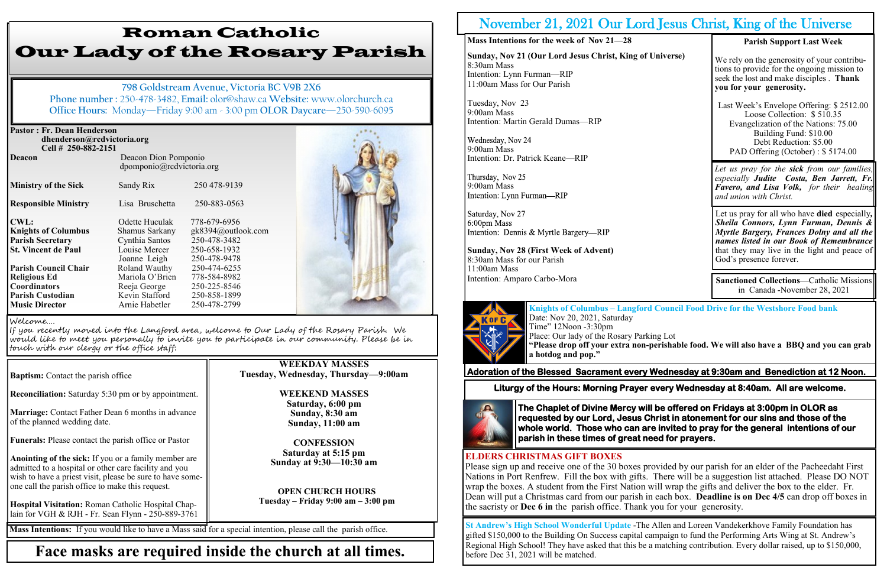# Roman Catholic
# Our Lady of the Rosary Parish

798 Goldstream Avenue, Victoria BC V9B 2X6
**Phone number** : 250-478-3482, **Email:** olor@shaw.ca **Website:** www.olorchurch.ca
**Office Hours:** Monday—Friday 9:00 am - 3:00 pm **OLOR Daycare**—250-590-6095

**Pastor : Fr. Dean Henderson**
**dhenderson@rcdvictoria.org**
**Cell # 250-882-2151**

| | | |
|---|---|---|
| **Deacon** | Deacon Dion Pomponio dpomponio@rcdvictoria.org | |
| **Ministry of the Sick** | Sandy Rix | 250 478-9139 |
| **Responsible Ministry** | Lisa Bruschetta | 250-883-0563 |
| **CWL:** | Odette Huculak | 778-679-6956 |
| **Knights of Columbus** | Shamus Sarkany | gk8394@outlook.com |
| **Parish Secretary** | Cynthia Santos | 250-478-3482 |
| **St. Vincent de Paul** | Louise Mercer | 250-658-1932 |
| | Joanne Leigh | 250-478-9478 |
| **Parish Council Chair** | Roland Wauthy | 250-474-6255 |
| **Religious Ed** | Mariola O'Brien | 778-584-8982 |
| **Coordinators** | Reeja George | 250-225-8546 |
| **Parish Custodian** | Kevin Stafford | 250-858-1899 |
| **Music Director** | Arnie Habetler | 250-478-2799 |

Welcome….
If you recently moved into the Langford area, welcome to Our Lady of the Rosary Parish. We would like to meet you personally to invite you to participate in our community. Please be in touch with our clergy or the office staff.

**Baptism:** Contact the parish office

**Reconciliation:** Saturday 5:30 pm or by appointment.

**Marriage:** Contact Father Dean 6 months in advance of the planned wedding date.

**Funerals:** Please contact the parish office or Pastor

**Anointing of the sick:** If you or a family member are admitted to a hospital or other care facility and you wish to have a priest visit, please be sure to have someone call the parish office to make this request.

**Hospital Visitation:** Roman Catholic Hospital Chaplain for VGH & RJH - Fr. Sean Flynn - 250-889-3761

**WEEKDAY MASSES**
**Tuesday, Wednesday, Thursday—9:00am**

**WEEKEND MASSES**
**Saturday, 6:00 pm**
**Sunday, 8:30 am**
**Sunday, 11:00 am**

**CONFESSION**
**Saturday at 5:15 pm**
**Sunday at 9:30—10:30 am**

**OPEN CHURCH HOURS**
**Tuesday – Friday 9:00 am – 3:00 pm**

**Mass Intentions:** If you would like to have a Mass said for a special intention, please call the parish office.

**Face masks are required inside the church at all times.**

## November 21, 2021 Our Lord Jesus Christ, King of the Universe

**Mass Intentions for the week of Nov 21—28**

**Sunday, Nov 21 (Our Lord Jesus Christ, King of Universe)**
8:30am Mass
Intention: Lynn Furman—RIP
11:00am Mass for Our Parish

Tuesday, Nov 23
9:00am Mass
Intention: Martin Gerald Dumas—RIP

Wednesday, Nov 24
9:00am Mass
Intention: Dr. Patrick Keane—RIP

Thursday, Nov 25
9:00am Mass
Intention: Lynn Furman—RIP

Saturday, Nov 27
6:00pm Mass
Intention: Dennis & Myrtle Bargery—RIP

**Sunday, Nov 28 (First Week of Advent)**
8:30am Mass for our Parish
11:00am Mass
Intention: Amparo Carbo-Mora

**Parish Support Last Week**

We rely on the generosity of your contributions to provide for the ongoing mission to seek the lost and make disciples . **Thank you for your generosity.**

Last Week's Envelope Offering: $ 2512.00
Loose Collection: $ 510.35
Evangelization of the Nations: 75.00
Building Fund: $10.00
Debt Reduction: $5.00
PAD Offering (October) : $ 5174.00

*Let us pray for the **sick** from our families, especially **Judite Costa, Ben Jarrett, Fr. Favero, and Lisa Volk,** for their healing and union with Christ.*

Let us pray for all who have **died** especially, ***Sheila Connors, Lynn Furman, Dennis & Myrtle Bargery, Frances Dolny and all the names listed in our Book of Remembrance*** that they may live in the light and peace of God's presence forever.

**Sanctioned Collections**—Catholic Missions in Canada -November 28, 2021

**Knights of Columbus – Langford Council Food Drive for the Westshore Food bank**
Date: Nov 20, 2021, Saturday
Time" 12Noon -3:30pm
Place: Our lady of the Rosary Parking Lot
**"Please drop off your extra non-perishable food. We will also have a BBQ and you can grab a hotdog and pop."**

**Adoration of the Blessed Sacrament every Wednesday at 9:30am and Benediction at 12 Noon.**

**Liturgy of the Hours: Morning Prayer every Wednesday at 8:40am. All are welcome.**

**The Chaplet of Divine Mercy will be offered on Fridays at 3:00pm in OLOR as requested by our Lord, Jesus Christ in atonement for our sins and those of the whole world. Those who can are invited to pray for the general intentions of our parish in these times of great need for prayers.**

**ELDERS CHRISTMAS GIFT BOXES**
Please sign up and receive one of the 30 boxes provided by our parish for an elder of the Pacheedaht First Nations in Port Renfrew. Fill the box with gifts. There will be a suggestion list attached. Please DO NOT wrap the boxes. A student from the First Nation will wrap the gifts and deliver the box to the elder. Fr. Dean will put a Christmas card from our parish in each box. **Deadline is on Dec 4/5** can drop off boxes in the sacristy or **Dec 6 in** the parish office. Thank you for your generosity.

**St Andrew's High School Wonderful Update** -The Allen and Loreen Vandekerkhove Family Foundation has gifted $150,000 to the Building On Success capital campaign to fund the Performing Arts Wing at St. Andrew's Regional High School! They have asked that this be a matching contribution. Every dollar raised, up to $150,000, before Dec 31, 2021 will be matched.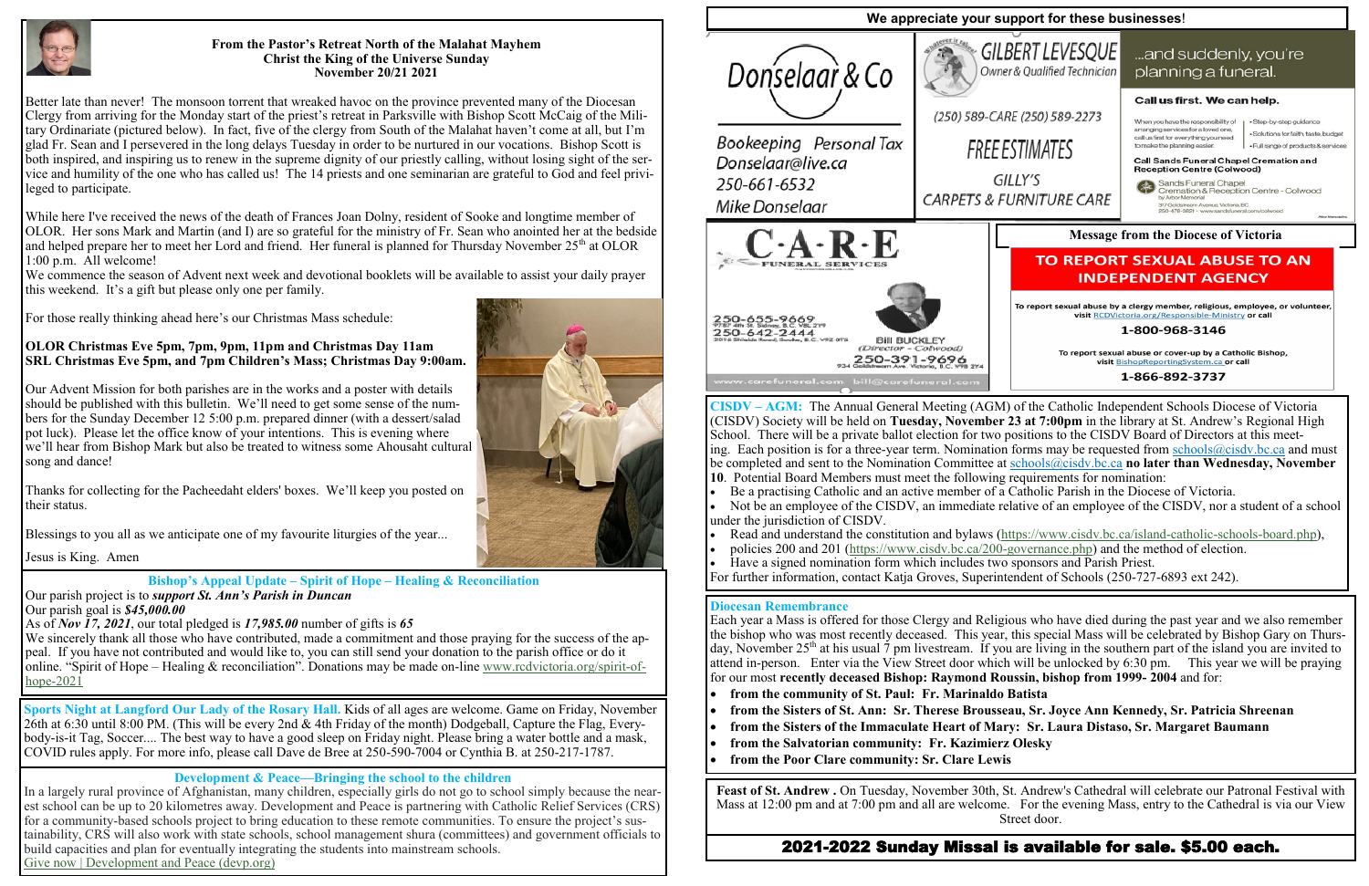### From the Pastor's Retreat North of the Malahat Mayhem
### Christ the King of the Universe Sunday
### November 20/21 2021

Better late than never! The monsoon torrent that wreaked havoc on the province prevented many of the Diocesan Clergy from arriving for the Monday start of the priest's retreat in Parksville with Bishop Scott McCaig of the Military Ordinariate (pictured below). In fact, five of the clergy from South of the Malahat haven't come at all, but I'm glad Fr. Sean and I persevered in the long delays Tuesday in order to be nurtured in our vocations. Bishop Scott is both inspired, and inspiring us to renew in the supreme dignity of our priestly calling, without losing sight of the service and humility of the one who has called us! The 14 priests and one seminarian are grateful to God and feel privileged to participate.

While here I've received the news of the death of Frances Joan Dolny, resident of Sooke and longtime member of OLOR. Her sons Mark and Martin (and I) are so grateful for the ministry of Fr. Sean who anointed her at the bedside and helped prepare her to meet her Lord and friend. Her funeral is planned for Thursday November 25th at OLOR 1:00 p.m. All welcome!

We commence the season of Advent next week and devotional booklets will be available to assist your daily prayer this weekend. It's a gift but please only one per family.

For those really thinking ahead here's our Christmas Mass schedule:

**OLOR Christmas Eve 5pm, 7pm, 9pm, 11pm and Christmas Day 11am**
**SRL Christmas Eve 5pm, and 7pm Children's Mass; Christmas Day 9:00am.**

Our Advent Mission for both parishes are in the works and a poster with details should be published with this bulletin. We'll need to get some sense of the numbers for the Sunday December 12 5:00 p.m. prepared dinner (with a dessert/salad pot luck). Please let the office know of your intentions. This is evening where we'll hear from Bishop Mark but also be treated to witness some Ahousaht cultural song and dance!

Thanks for collecting for the Pacheedaht elders' boxes. We'll keep you posted on their status.

Blessings to you all as we anticipate one of my favourite liturgies of the year...

Jesus is King. Amen

### Bishop's Appeal Update – Spirit of Hope – Healing & Reconciliation

Our parish project is to ***support St. Ann's Parish in Duncan***
Our parish goal is ***$45,000.00***
As of ***Nov 17, 2021***, our total pledged is ***17,985.00*** number of gifts is ***65***
We sincerely thank all those who have contributed, made a commitment and those praying for the success of the appeal. If you have not contributed and would like to, you can still send your donation to the parish office or do it online. "Spirit of Hope – Healing & reconciliation". Donations may be made on-line www.rcdvictoria.org/spirit-of-hope-2021

**Sports Night at Langford Our Lady of the Rosary Hall.** Kids of all ages are welcome. Game on Friday, November 26th at 6:30 until 8:00 PM. (This will be every 2nd & 4th Friday of the month) Dodgeball, Capture the Flag, Everybody-is-it Tag, Soccer.... The best way to have a good sleep on Friday night. Please bring a water bottle and a mask, COVID rules apply. For more info, please call Dave de Bree at 250-590-7004 or Cynthia B. at 250-217-1787.

### Development & Peace—Bringing the school to the children

In a largely rural province of Afghanistan, many children, especially girls do not go to school simply because the nearest school can be up to 20 kilometres away. Development and Peace is partnering with Catholic Relief Services (CRS) for a community-based schools project to bring education to these remote communities. To ensure the project's sustainability, CRS will also work with state schools, school management shura (committees) and government officials to build capacities and plan for eventually integrating the students into mainstream schools.
Give now | Development and Peace (devp.org)

### We appreciate your support for these businesses!

Donselaar & Co
Bookeeping Personal Tax
Donselaar@live.ca
250-661-6532
Mike Donselaar

GILBERT LEVESQUE
Owner & Qualified Technician
(250) 589-CARE (250) 589-2273
FREE ESTIMATES
GILLY'S
CARPETS & FURNITURE CARE

...and suddenly, you're planning a funeral.
Call us first. We can help.
When you have the responsibility of arranging services for a loved one, call us first for everything you need to make the planning easier.
- Step-by-step guidance
- Solutions for faith, taste, budget
- Full range of products & services
Call Sands Funeral Chapel Cremation and Reception Centre (Colwood)
Sands Funeral Chapel Cremation & Reception Centre - Colwood
by Arbor Memorial
317 Goldstream Avenue, Victoria, BC
250-478-3821 · www.sandsfuneral.com/colwood

C·A·R·E FUNERAL SERVICES
250-655-9669
9787 4th St. Sidney, B.C. V8L 2Y9
250-642-2444
2016 Shields Road, Sooke, B.C. V9Z 0T3
Bill BUCKLEY
(Director – Colwood)
250-391-9696
934 Goldstream Ave. Victoria, B.C. V9B 2Y4
www.carefuneral.com bill@carefuneral.com

### Message from the Diocese of Victoria

**TO REPORT SEXUAL ABUSE TO AN INDEPENDENT AGENCY**

To report sexual abuse by a clergy member, religious, employee, or volunteer, visit RCDVictoria.org/Responsible-Ministry or call
**1-800-968-3146**

To report sexual abuse or cover-up by a Catholic Bishop, visit BishopReportingSystem.ca or call
**1-866-892-3737**

**CISDV – AGM:** The Annual General Meeting (AGM) of the Catholic Independent Schools Diocese of Victoria (CISDV) Society will be held on **Tuesday, November 23 at 7:00pm** in the library at St. Andrew's Regional High School. There will be a private ballot election for two positions to the CISDV Board of Directors at this meeting. Each position is for a three-year term. Nomination forms may be requested from schools@cisdv.bc.ca and must be completed and sent to the Nomination Committee at schools@cisdv.bc.ca **no later than Wednesday, November 10**. Potential Board Members must meet the following requirements for nomination:

- Be a practising Catholic and an active member of a Catholic Parish in the Diocese of Victoria.
- Not be an employee of the CISDV, an immediate relative of an employee of the CISDV, nor a student of a school under the jurisdiction of CISDV.
- Read and understand the constitution and bylaws (https://www.cisdv.bc.ca/island-catholic-schools-board.php),
- policies 200 and 201 (https://www.cisdv.bc.ca/200-governance.php) and the method of election.
- Have a signed nomination form which includes two sponsors and Parish Priest.

For further information, contact Katja Groves, Superintendent of Schools (250-727-6893 ext 242).

### Diocesan Remembrance

Each year a Mass is offered for those Clergy and Religious who have died during the past year and we also remember the bishop who was most recently deceased. This year, this special Mass will be celebrated by Bishop Gary on Thursday, November 25th at his usual 7 pm livestream. If you are living in the southern part of the island you are invited to attend in-person. Enter via the View Street door which will be unlocked by 6:30 pm. This year we will be praying for our most **recently deceased Bishop: Raymond Roussin, bishop from 1999- 2004** and for:

- **from the community of St. Paul: Fr. Marinaldo Batista**
- **from the Sisters of St. Ann: Sr. Therese Brousseau, Sr. Joyce Ann Kennedy, Sr. Patricia Shreenan**
- **from the Sisters of the Immaculate Heart of Mary: Sr. Laura Distaso, Sr. Margaret Baumann**
- **from the Salvatorian community: Fr. Kazimierz Olesky**
- **from the Poor Clare community: Sr. Clare Lewis**

**Feast of St. Andrew .** On Tuesday, November 30th, St. Andrew's Cathedral will celebrate our Patronal Festival with Mass at 12:00 pm and at 7:00 pm and all are welcome. For the evening Mass, entry to the Cathedral is via our View Street door.

**2021-2022 Sunday Missal is available for sale. $5.00 each.**